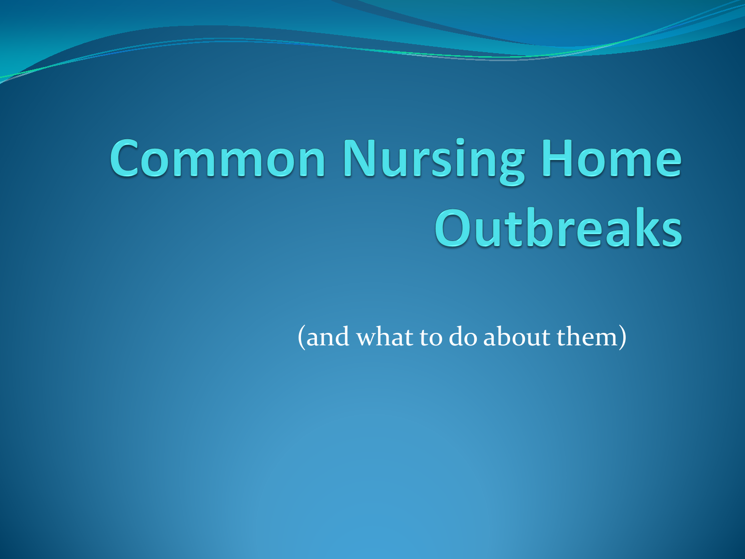# Common Nursing Home Outbreaks

(and what to do about them)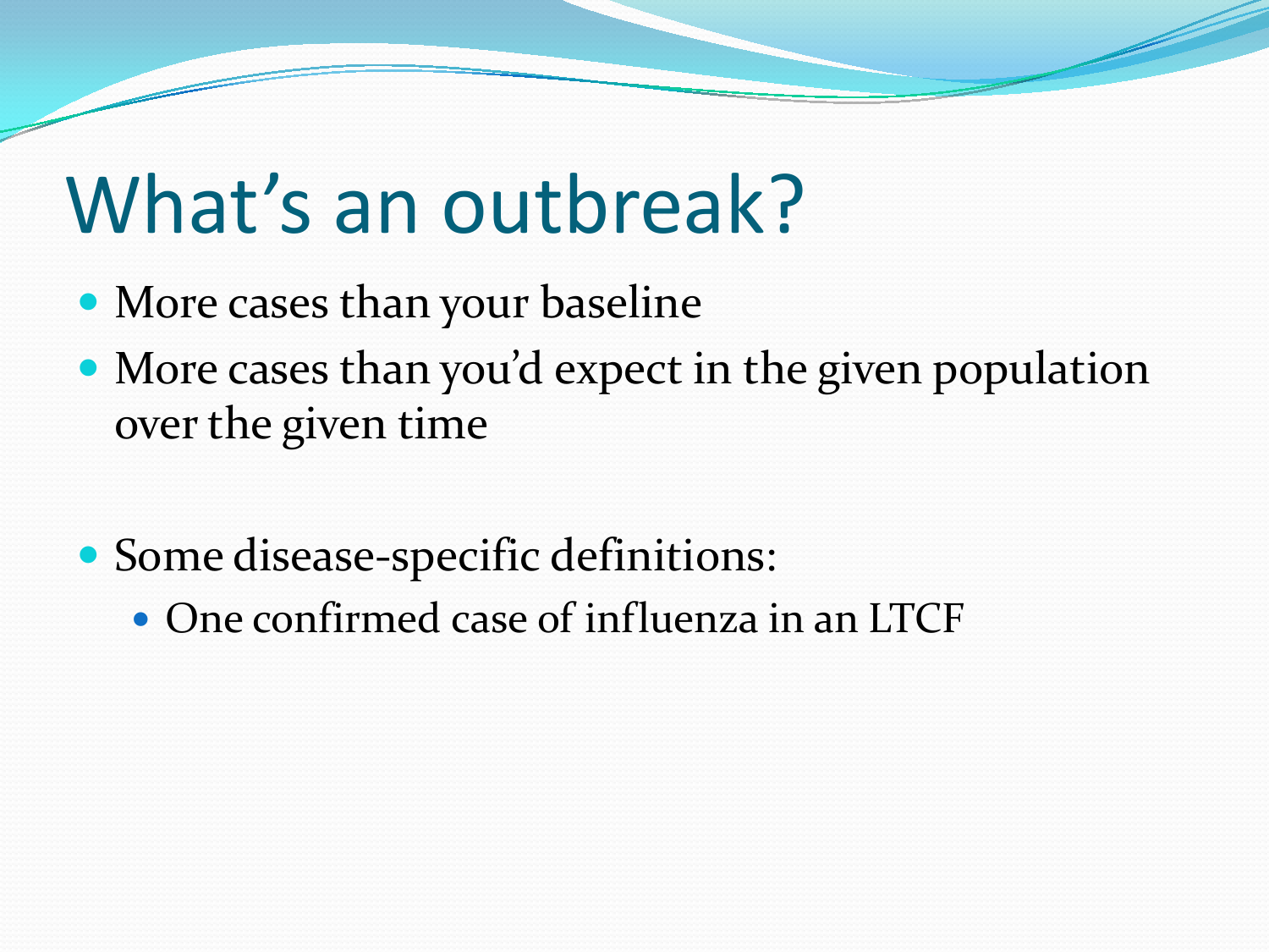# What's an outbreak?

- More cases than your baseline
- More cases than you'd expect in the given population over the given time

- Some disease-specific definitions:
  - One confirmed case of influenza in an LTCF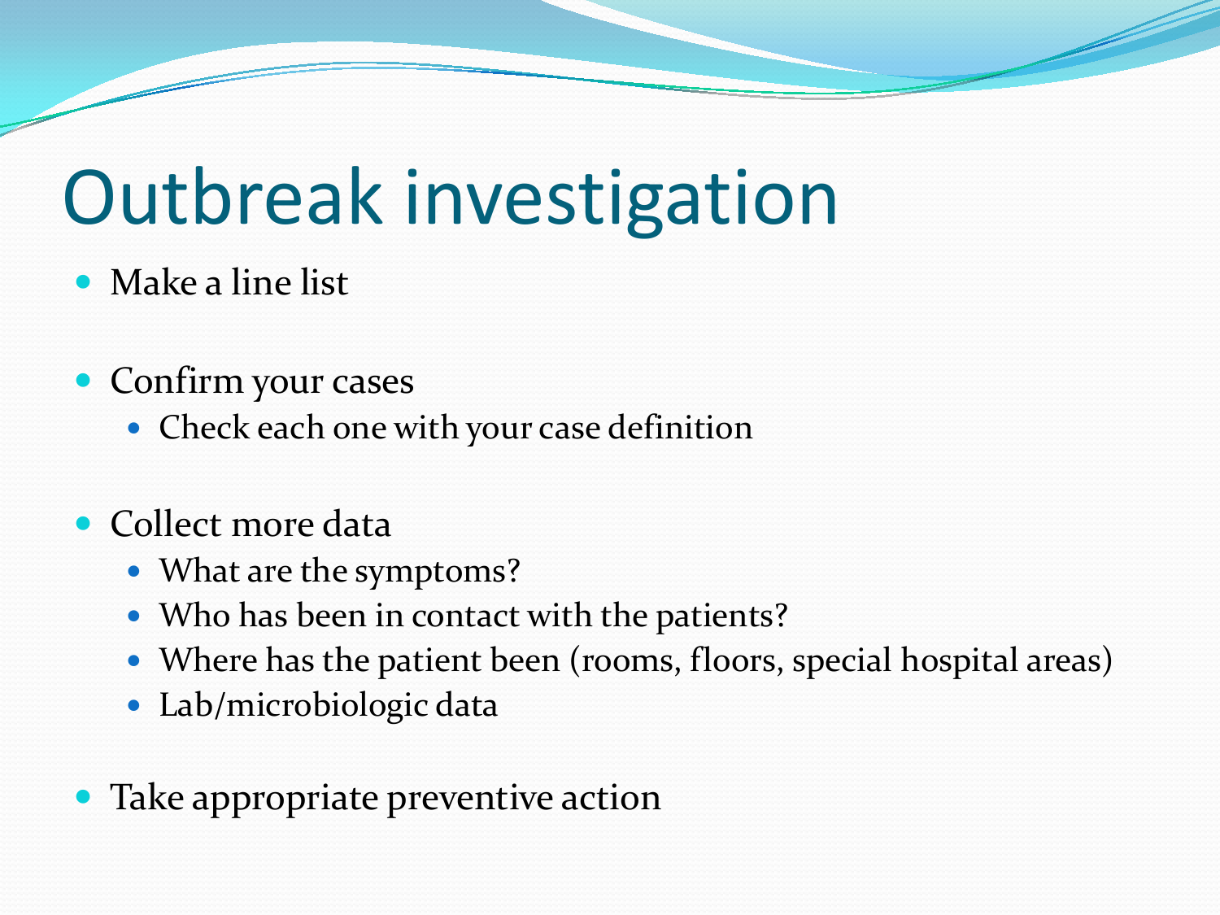# Outbreak investigation

- Make a line list
- Confirm your cases
  - Check each one with your case definition
- Collect more data
  - What are the symptoms?
  - Who has been in contact with the patients?
  - Where has the patient been (rooms, floors, special hospital areas)
  - Lab/microbiologic data
- Take appropriate preventive action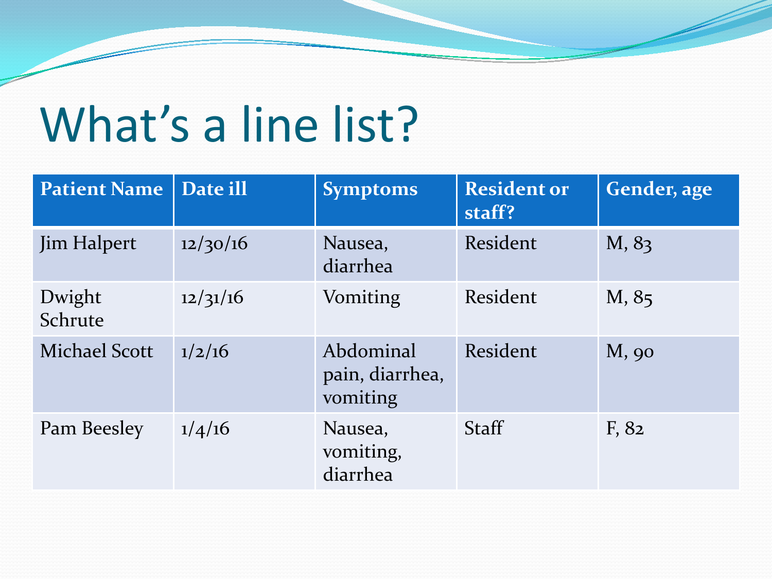# What's a line list?

| Patient Name | Date ill | Symptoms | Resident or staff? | Gender, age |
|---|---|---|---|---|
| Jim Halpert | 12/30/16 | Nausea, diarrhea | Resident | M, 83 |
| Dwight Schrute | 12/31/16 | Vomiting | Resident | M, 85 |
| Michael Scott | 1/2/16 | Abdominal pain, diarrhea, vomiting | Resident | M, 90 |
| Pam Beesley | 1/4/16 | Nausea, vomiting, diarrhea | Staff | F, 82 |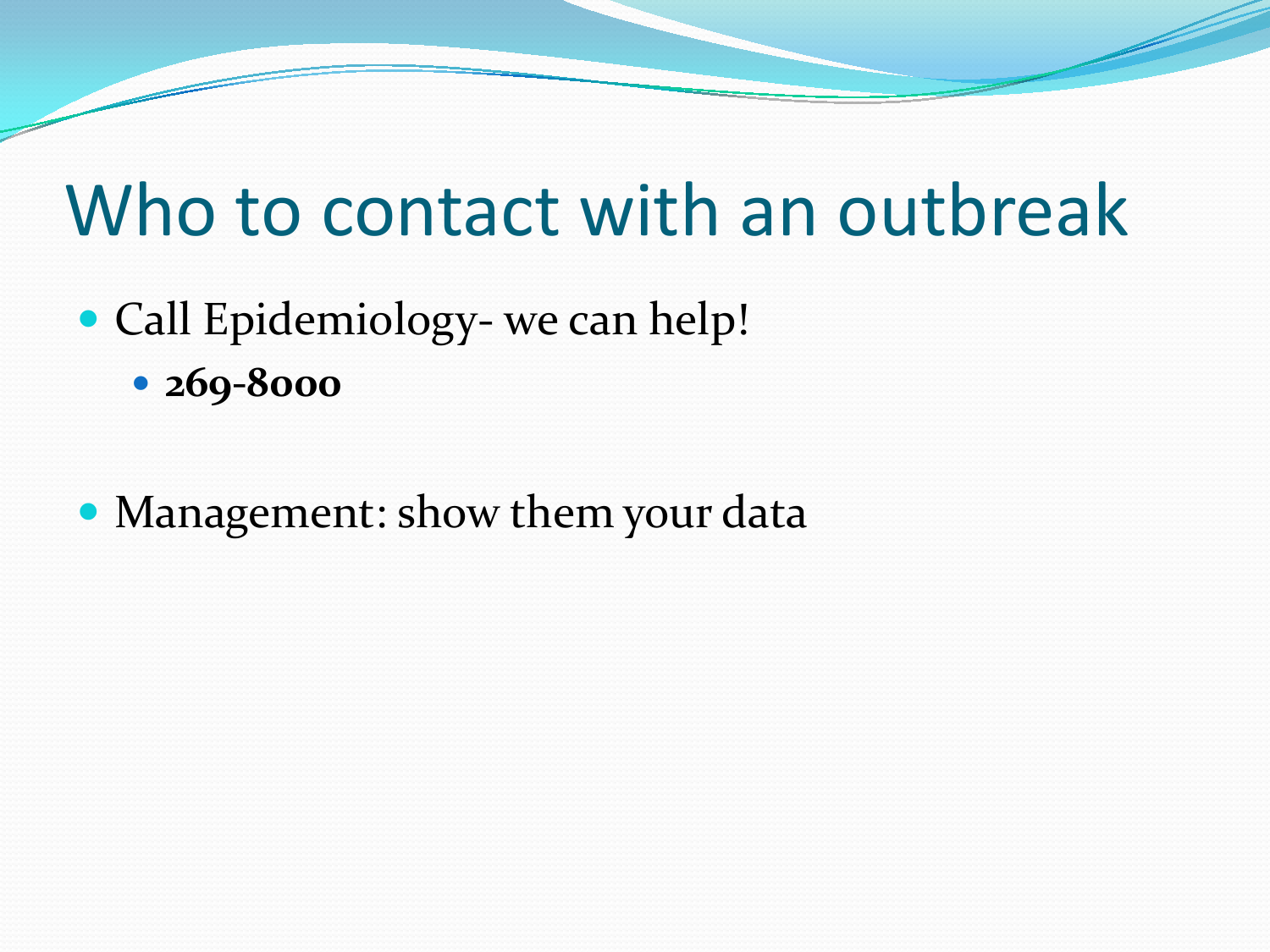# Who to contact with an outbreak

- Call Epidemiology- we can help!
  - **269-8000**
- Management: show them your data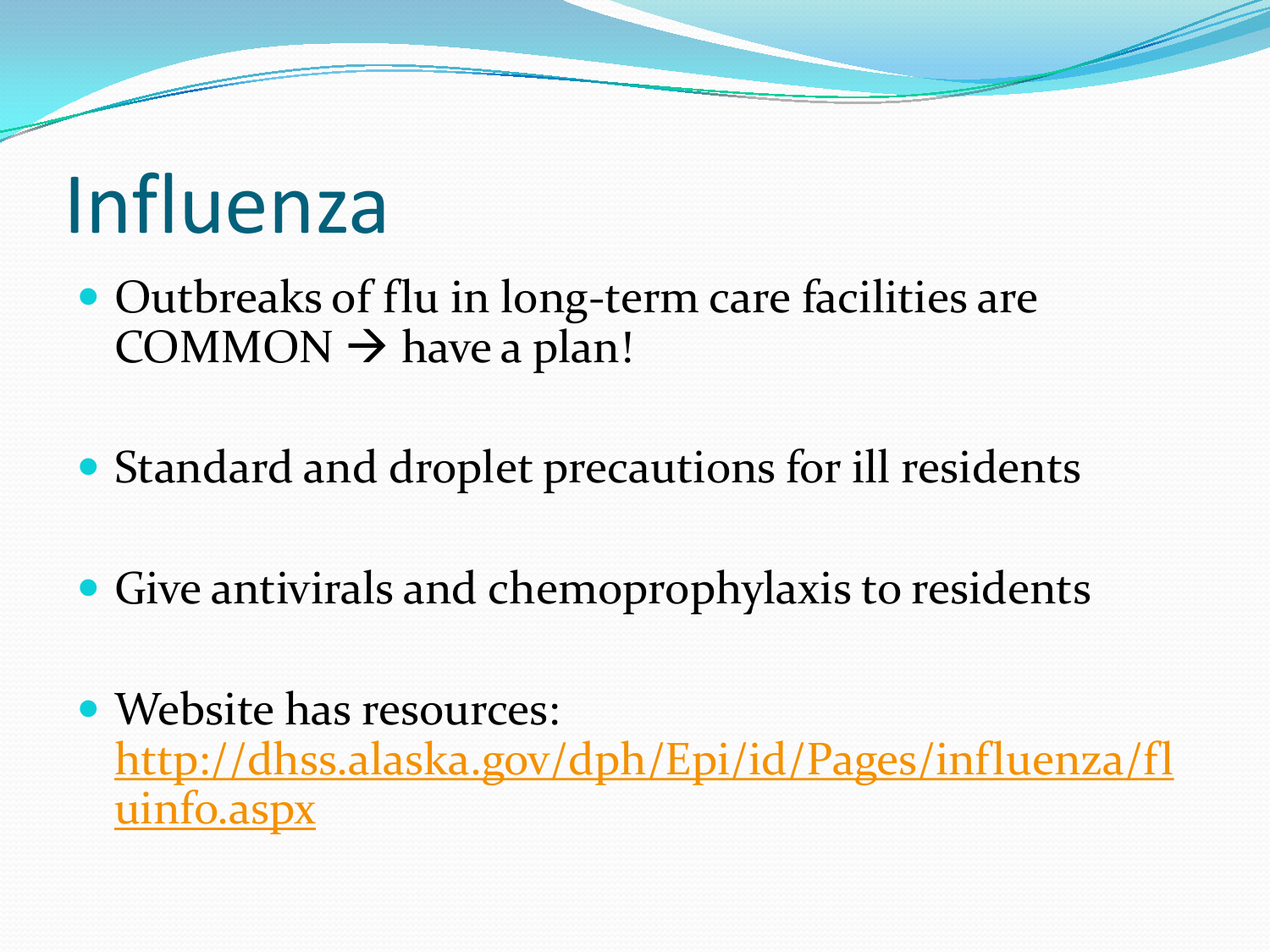# Influenza

- Outbreaks of flu in long-term care facilities are COMMON → have a plan!
- Standard and droplet precautions for ill residents
- Give antivirals and chemoprophylaxis to residents
- Website has resources: [http://dhss.alaska.gov/dph/Epi/id/Pages/influenza/fluinfo.aspx](http://dhss.alaska.gov/dph/Epi/id/Pages/influenza/fluinfo.aspx)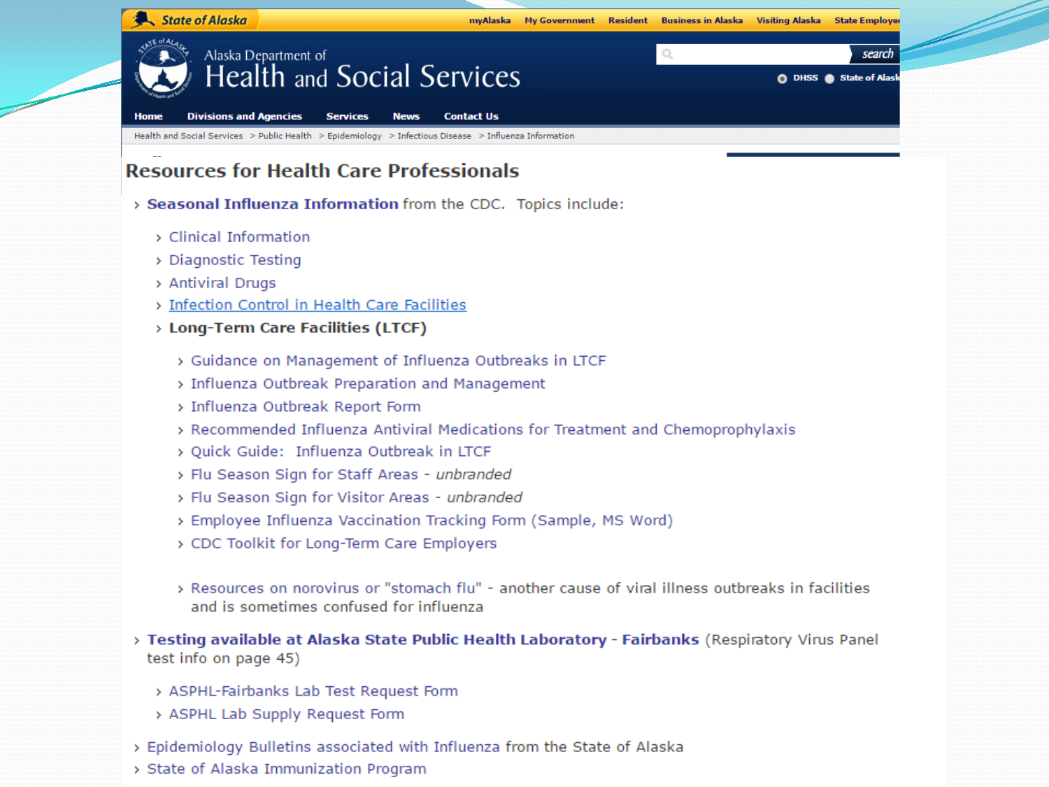State of Alaska | myAlaska | My Government | Resident | Business in Alaska | Visiting Alaska | State Employees

Alaska Department of Health and Social Services

search

DHSS | State of Alaska

Home | Divisions and Agencies | Services | News | Contact Us

Health and Social Services > Public Health > Epidemiology > Infectious Disease > Influenza Information

## Resources for Health Care Professionals

- **Seasonal Influenza Information** from the CDC. Topics include:
  - Clinical Information
  - Diagnostic Testing
  - Antiviral Drugs
  - Infection Control in Health Care Facilities
  - **Long-Term Care Facilities (LTCF)**
    - Guidance on Management of Influenza Outbreaks in LTCF
    - Influenza Outbreak Preparation and Management
    - Influenza Outbreak Report Form
    - Recommended Influenza Antiviral Medications for Treatment and Chemoprophylaxis
    - Quick Guide: Influenza Outbreak in LTCF
    - Flu Season Sign for Staff Areas - *unbranded*
    - Flu Season Sign for Visitor Areas - *unbranded*
    - Employee Influenza Vaccination Tracking Form (Sample, MS Word)
    - CDC Toolkit for Long-Term Care Employers
    - Resources on norovirus or "stomach flu" - another cause of viral illness outbreaks in facilities and is sometimes confused for influenza
- **Testing available at Alaska State Public Health Laboratory - Fairbanks** (Respiratory Virus Panel test info on page 45)
  - ASPHL-Fairbanks Lab Test Request Form
  - ASPHL Lab Supply Request Form
- Epidemiology Bulletins associated with Influenza from the State of Alaska
- State of Alaska Immunization Program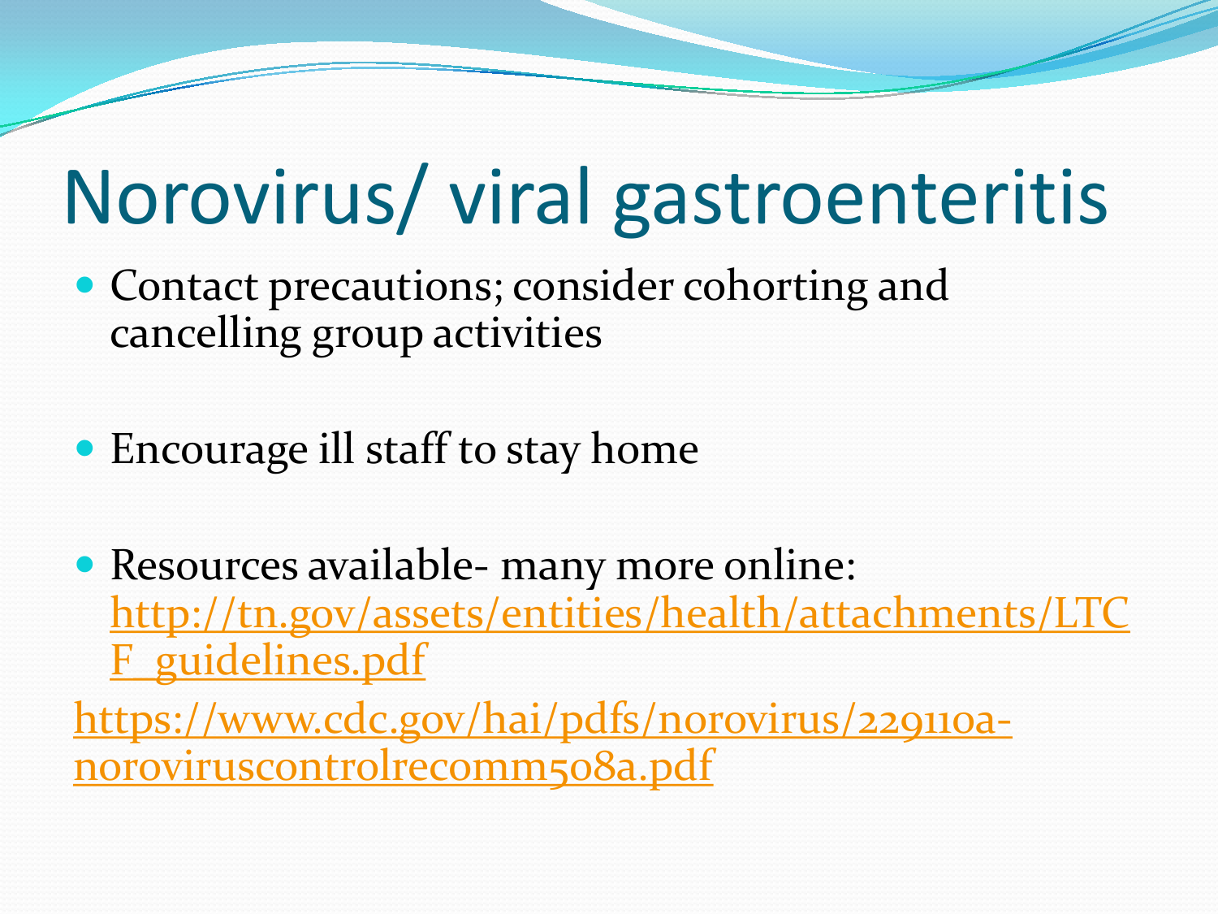# Norovirus/ viral gastroenteritis

- Contact precautions; consider cohorting and cancelling group activities

- Encourage ill staff to stay home

- Resources available- many more online: [http://tn.gov/assets/entities/health/attachments/LTCF_guidelines.pdf](http://tn.gov/assets/entities/health/attachments/LTCF_guidelines.pdf)

[https://www.cdc.gov/hai/pdfs/norovirus/229110a-noroviruscontrolrecomm508a.pdf](https://www.cdc.gov/hai/pdfs/norovirus/229110a-noroviruscontrolrecomm508a.pdf)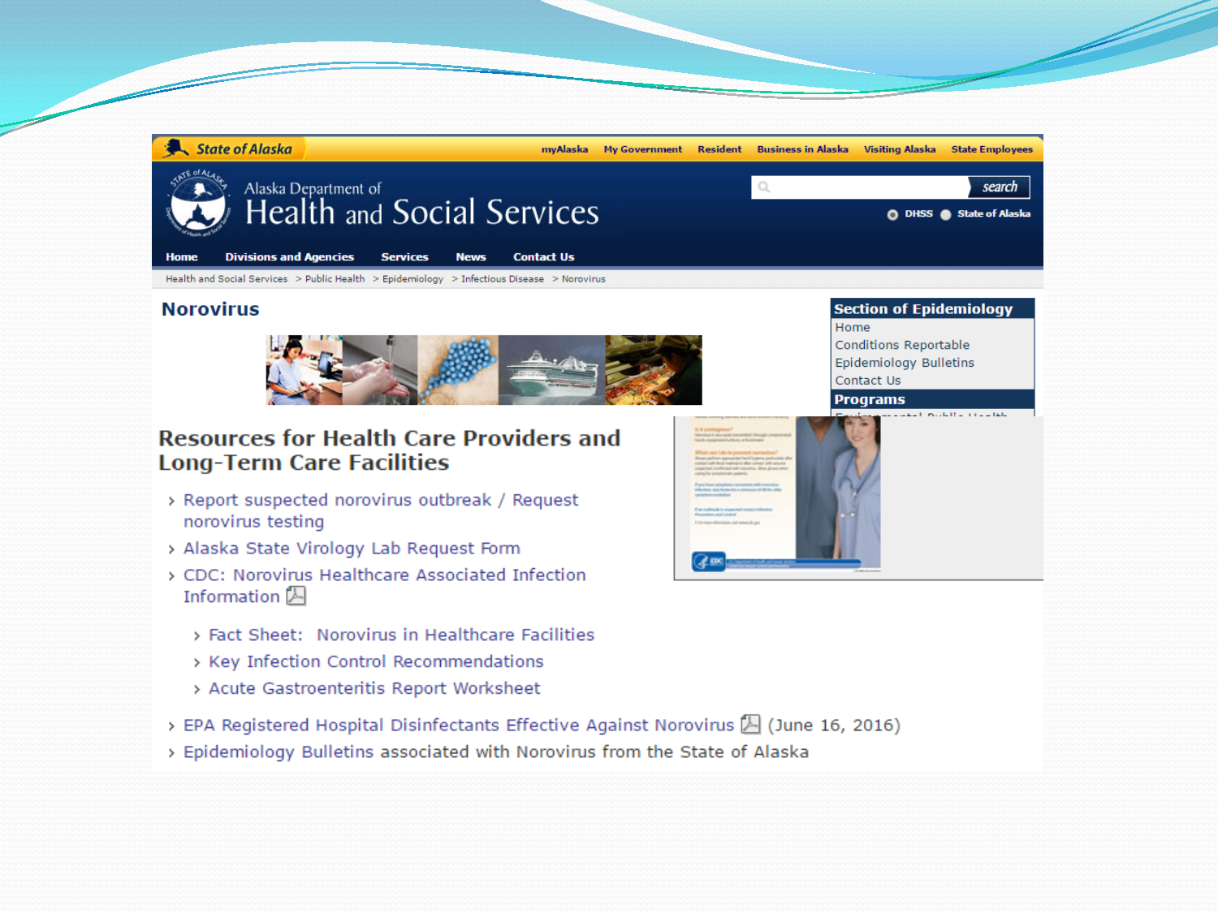State of Alaska

myAlaska | My Government | Resident | Business in Alaska | Visiting Alaska | State Employees

Alaska Department of
Health and Social Services

search

DHSS | State of Alaska

Home | Divisions and Agencies | Services | News | Contact Us

Health and Social Services > Public Health > Epidemiology > Infectious Disease > Norovirus

# Norovirus

**Section of Epidemiology**
- Home
- Conditions Reportable
- Epidemiology Bulletins
- Contact Us

**Programs**

## Resources for Health Care Providers and Long-Term Care Facilities

- Report suspected norovirus outbreak / Request norovirus testing
- Alaska State Virology Lab Request Form
- CDC: Norovirus Healthcare Associated Infection Information
  - Fact Sheet: Norovirus in Healthcare Facilities
  - Key Infection Control Recommendations
  - Acute Gastroenteritis Report Worksheet
- EPA Registered Hospital Disinfectants Effective Against Norovirus (June 16, 2016)
- Epidemiology Bulletins associated with Norovirus from the State of Alaska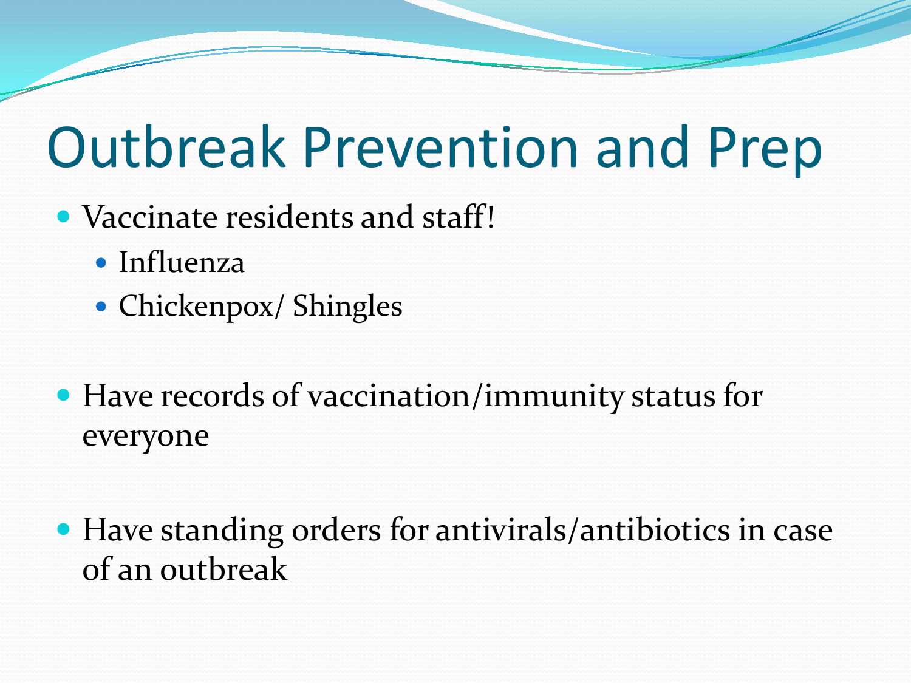# Outbreak Prevention and Prep

- Vaccinate residents and staff!
  - Influenza
  - Chickenpox/ Shingles
- Have records of vaccination/immunity status for everyone
- Have standing orders for antivirals/antibiotics in case of an outbreak